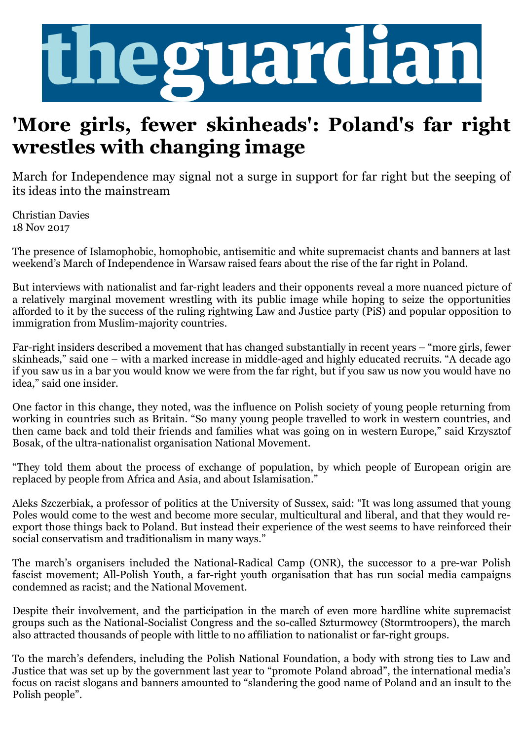# 'More girls, fewer skinheads': Poland's far right wrestles with changing image

March for Independence may signal not a surge in support for far right but the seeping of its ideas into the mainstream

Christian Davies
18 Nov 2017

The presence of Islamophobic, homophobic, antisemitic and white supremacist chants and banners at last weekend's March of Independence in Warsaw raised fears about the rise of the far right in Poland.

But interviews with nationalist and far-right leaders and their opponents reveal a more nuanced picture of a relatively marginal movement wrestling with its public image while hoping to seize the opportunities afforded to it by the success of the ruling rightwing Law and Justice party (PiS) and popular opposition to immigration from Muslim-majority countries.

Far-right insiders described a movement that has changed substantially in recent years – "more girls, fewer skinheads," said one – with a marked increase in middle-aged and highly educated recruits. "A decade ago if you saw us in a bar you would know we were from the far right, but if you saw us now you would have no idea," said one insider.

One factor in this change, they noted, was the influence on Polish society of young people returning from working in countries such as Britain. "So many young people travelled to work in western countries, and then came back and told their friends and families what was going on in western Europe," said Krzysztof Bosak, of the ultra-nationalist organisation National Movement.

"They told them about the process of exchange of population, by which people of European origin are replaced by people from Africa and Asia, and about Islamisation."

Aleks Szczerbiak, a professor of politics at the University of Sussex, said: "It was long assumed that young Poles would come to the west and become more secular, multicultural and liberal, and that they would re-export those things back to Poland. But instead their experience of the west seems to have reinforced their social conservatism and traditionalism in many ways."

The march's organisers included the National-Radical Camp (ONR), the successor to a pre-war Polish fascist movement; All-Polish Youth, a far-right youth organisation that has run social media campaigns condemned as racist; and the National Movement.

Despite their involvement, and the participation in the march of even more hardline white supremacist groups such as the National-Socialist Congress and the so-called Szturmowcy (Stormtroopers), the march also attracted thousands of people with little to no affiliation to nationalist or far-right groups.

To the march's defenders, including the Polish National Foundation, a body with strong ties to Law and Justice that was set up by the government last year to "promote Poland abroad", the international media's focus on racist slogans and banners amounted to "slandering the good name of Poland and an insult to the Polish people".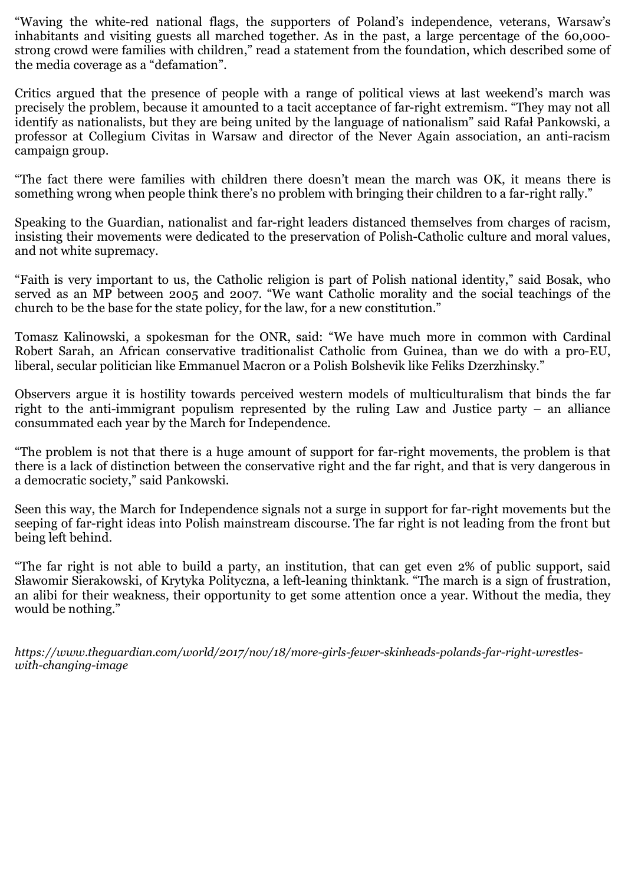“Waving the white-red national flags, the supporters of Poland’s independence, veterans, Warsaw’s inhabitants and visiting guests all marched together. As in the past, a large percentage of the 60,000-strong crowd were families with children,” read a statement from the foundation, which described some of the media coverage as a “defamation”.

Critics argued that the presence of people with a range of political views at last weekend’s march was precisely the problem, because it amounted to a tacit acceptance of far-right extremism. “They may not all identify as nationalists, but they are being united by the language of nationalism” said Rafał Pankowski, a professor at Collegium Civitas in Warsaw and director of the Never Again association, an anti-racism campaign group.

“The fact there were families with children there doesn’t mean the march was OK, it means there is something wrong when people think there’s no problem with bringing their children to a far-right rally.”

Speaking to the Guardian, nationalist and far-right leaders distanced themselves from charges of racism, insisting their movements were dedicated to the preservation of Polish-Catholic culture and moral values, and not white supremacy.

“Faith is very important to us, the Catholic religion is part of Polish national identity,” said Bosak, who served as an MP between 2005 and 2007. “We want Catholic morality and the social teachings of the church to be the base for the state policy, for the law, for a new constitution.”

Tomasz Kalinowski, a spokesman for the ONR, said: “We have much more in common with Cardinal Robert Sarah, an African conservative traditionalist Catholic from Guinea, than we do with a pro-EU, liberal, secular politician like Emmanuel Macron or a Polish Bolshevik like Feliks Dzerzhinsky.”

Observers argue it is hostility towards perceived western models of multiculturalism that binds the far right to the anti-immigrant populism represented by the ruling Law and Justice party – an alliance consummated each year by the March for Independence.

“The problem is not that there is a huge amount of support for far-right movements, the problem is that there is a lack of distinction between the conservative right and the far right, and that is very dangerous in a democratic society,” said Pankowski.

Seen this way, the March for Independence signals not a surge in support for far-right movements but the seeping of far-right ideas into Polish mainstream discourse. The far right is not leading from the front but being left behind.

“The far right is not able to build a party, an institution, that can get even 2% of public support, said Sławomir Sierakowski, of Krytyka Polityczna, a left-leaning thinktank. “The march is a sign of frustration, an alibi for their weakness, their opportunity to get some attention once a year. Without the media, they would be nothing.”

*https://www.theguardian.com/world/2017/nov/18/more-girls-fewer-skinheads-polands-far-right-wrestles-with-changing-image*